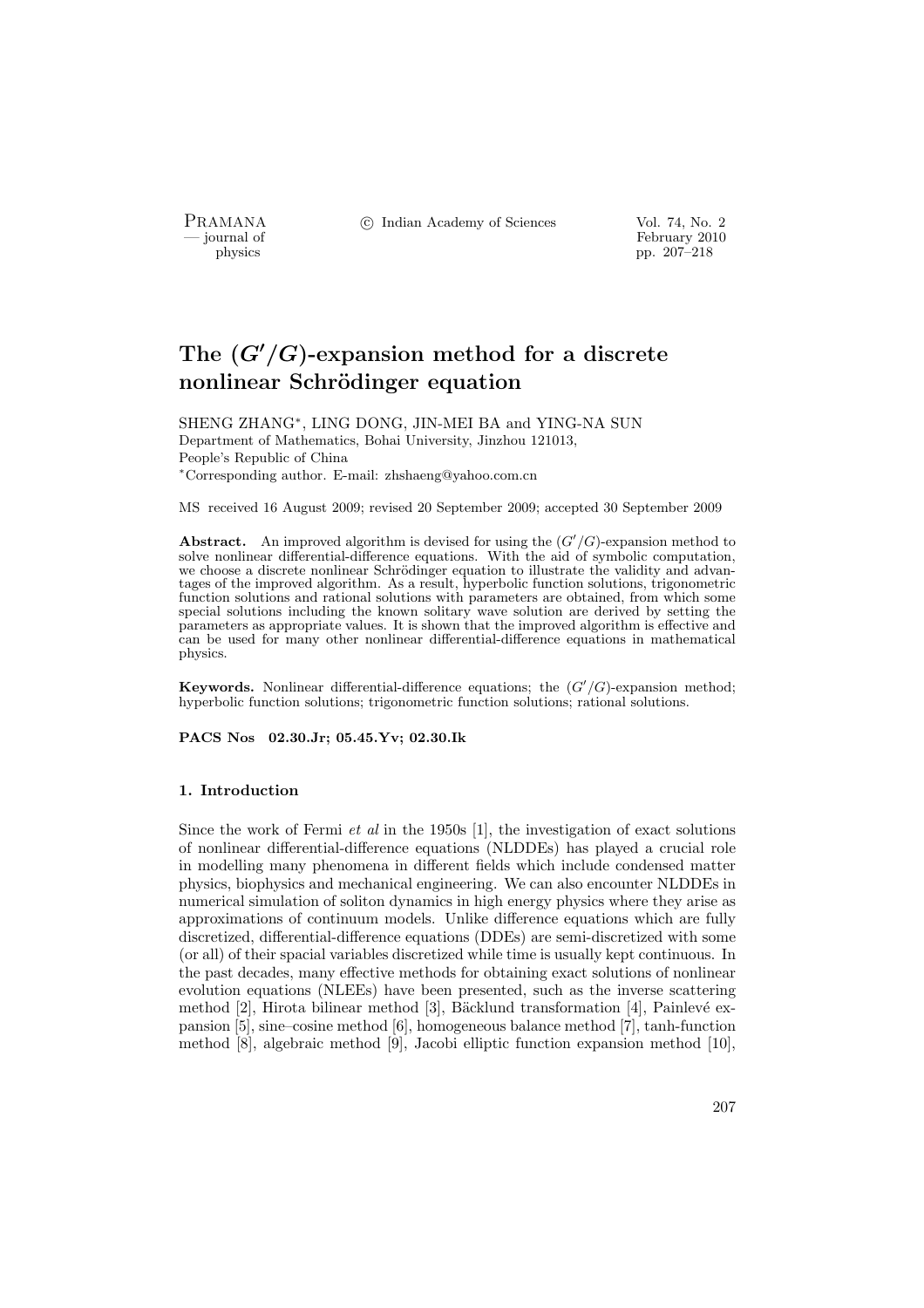# The $(G'/G)$-expansion method for a discrete nonlinear Schrödinger equation

SHENG ZHANG*, LING DONG, JIN-MEI BA and YING-NA SUN
Department of Mathematics, Bohai University, Jinzhou 121013, People's Republic of China
*Corresponding author. E-mail: zhshaeng@yahoo.com.cn

MS received 16 August 2009; revised 20 September 2009; accepted 30 September 2009

**Abstract.** An improved algorithm is devised for using the $(G'/G)$-expansion method to solve nonlinear differential-difference equations. With the aid of symbolic computation, we choose a discrete nonlinear Schrödinger equation to illustrate the validity and advantages of the improved algorithm. As a result, hyperbolic function solutions, trigonometric function solutions and rational solutions with parameters are obtained, from which some special solutions including the known solitary wave solution are derived by setting the parameters as appropriate values. It is shown that the improved algorithm is effective and can be used for many other nonlinear differential-difference equations in mathematical physics.

**Keywords.** Nonlinear differential-difference equations; the $(G'/G)$-expansion method; hyperbolic function solutions; trigonometric function solutions; rational solutions.

**PACS Nos 02.30.Jr; 05.45.Yv; 02.30.Ik**

## 1. Introduction

Since the work of Fermi *et al* in the 1950s [1], the investigation of exact solutions of nonlinear differential-difference equations (NLDDEs) has played a crucial role in modelling many phenomena in different fields which include condensed matter physics, biophysics and mechanical engineering. We can also encounter NLDDEs in numerical simulation of soliton dynamics in high energy physics where they arise as approximations of continuum models. Unlike difference equations which are fully discretized, differential-difference equations (DDEs) are semi-discretized with some (or all) of their spacial variables discretized while time is usually kept continuous. In the past decades, many effective methods for obtaining exact solutions of nonlinear evolution equations (NLEEs) have been presented, such as the inverse scattering method [2], Hirota bilinear method [3], Bäcklund transformation [4], Painlevé expansion [5], sine–cosine method [6], homogeneous balance method [7], tanh-function method [8], algebraic method [9], Jacobi elliptic function expansion method [10],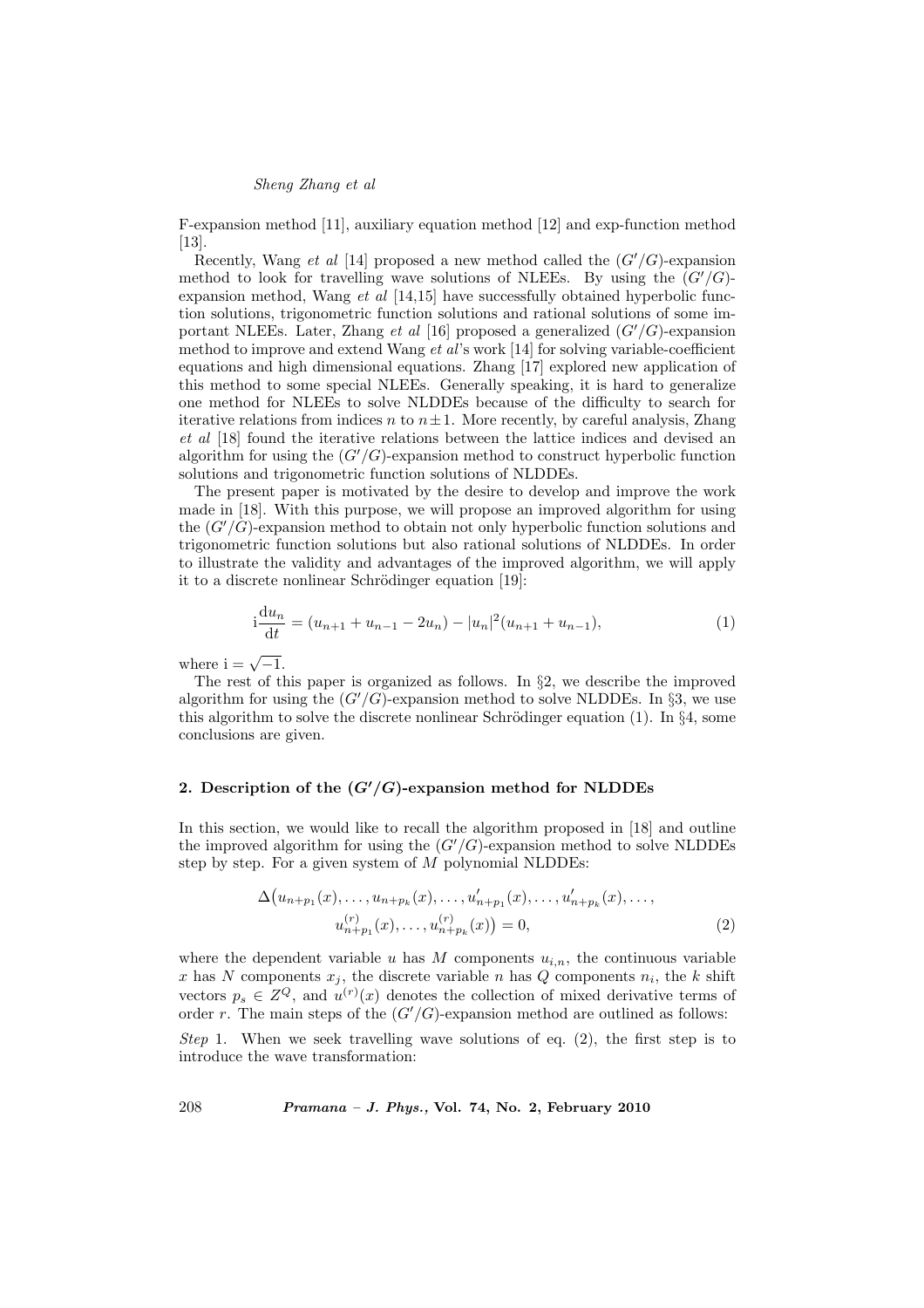F-expansion method [11], auxiliary equation method [12] and exp-function method [13].

Recently, Wang *et al* [14] proposed a new method called the $(G'/G)$-expansion method to look for travelling wave solutions of NLEEs. By using the $(G'/G)$-expansion method, Wang *et al* [14,15] have successfully obtained hyperbolic function solutions, trigonometric function solutions and rational solutions of some important NLEEs. Later, Zhang *et al* [16] proposed a generalized $(G'/G)$-expansion method to improve and extend Wang *et al*'s work [14] for solving variable-coefficient equations and high dimensional equations. Zhang [17] explored new application of this method to some special NLEEs. Generally speaking, it is hard to generalize one method for NLEEs to solve NLDDEs because of the difficulty to search for iterative relations from indices $n$ to $n \pm 1$. More recently, by careful analysis, Zhang *et al* [18] found the iterative relations between the lattice indices and devised an algorithm for using the $(G'/G)$-expansion method to construct hyperbolic function solutions and trigonometric function solutions of NLDDEs.

The present paper is motivated by the desire to develop and improve the work made in [18]. With this purpose, we will propose an improved algorithm for using the $(G'/G)$-expansion method to obtain not only hyperbolic function solutions and trigonometric function solutions but also rational solutions of NLDDEs. In order to illustrate the validity and advantages of the improved algorithm, we will apply it to a discrete nonlinear Schrödinger equation [19]:

$$\mathrm{i}\frac{\mathrm{d}u_n}{\mathrm{d}t} = (u_{n+1} + u_{n-1} - 2u_n) - |u_n|^2(u_{n+1} + u_{n-1}), \tag{1}$$

where $\mathrm{i} = \sqrt{-1}$.

The rest of this paper is organized as follows. In §2, we describe the improved algorithm for using the $(G'/G)$-expansion method to solve NLDDEs. In §3, we use this algorithm to solve the discrete nonlinear Schrödinger equation (1). In §4, some conclusions are given.

## 2. Description of the $(G'/G)$-expansion method for NLDDEs

In this section, we would like to recall the algorithm proposed in [18] and outline the improved algorithm for using the $(G'/G)$-expansion method to solve NLDDEs step by step. For a given system of $M$ polynomial NLDDEs:

$$\Delta\big(u_{n+p_1}(x), \ldots, u_{n+p_k}(x), \ldots, u'_{n+p_1}(x), \ldots, u'_{n+p_k}(x), \ldots, u^{(r)}_{n+p_1}(x), \ldots, u^{(r)}_{n+p_k}(x)\big) = 0, \tag{2}$$

where the dependent variable $u$ has $M$ components $u_{i,n}$, the continuous variable $x$ has $N$ components $x_j$, the discrete variable $n$ has $Q$ components $n_i$, the $k$ shift vectors $p_s \in Z^Q$, and $u^{(r)}(x)$ denotes the collection of mixed derivative terms of order $r$. The main steps of the $(G'/G)$-expansion method are outlined as follows:

*Step* 1. When we seek travelling wave solutions of eq. (2), the first step is to introduce the wave transformation: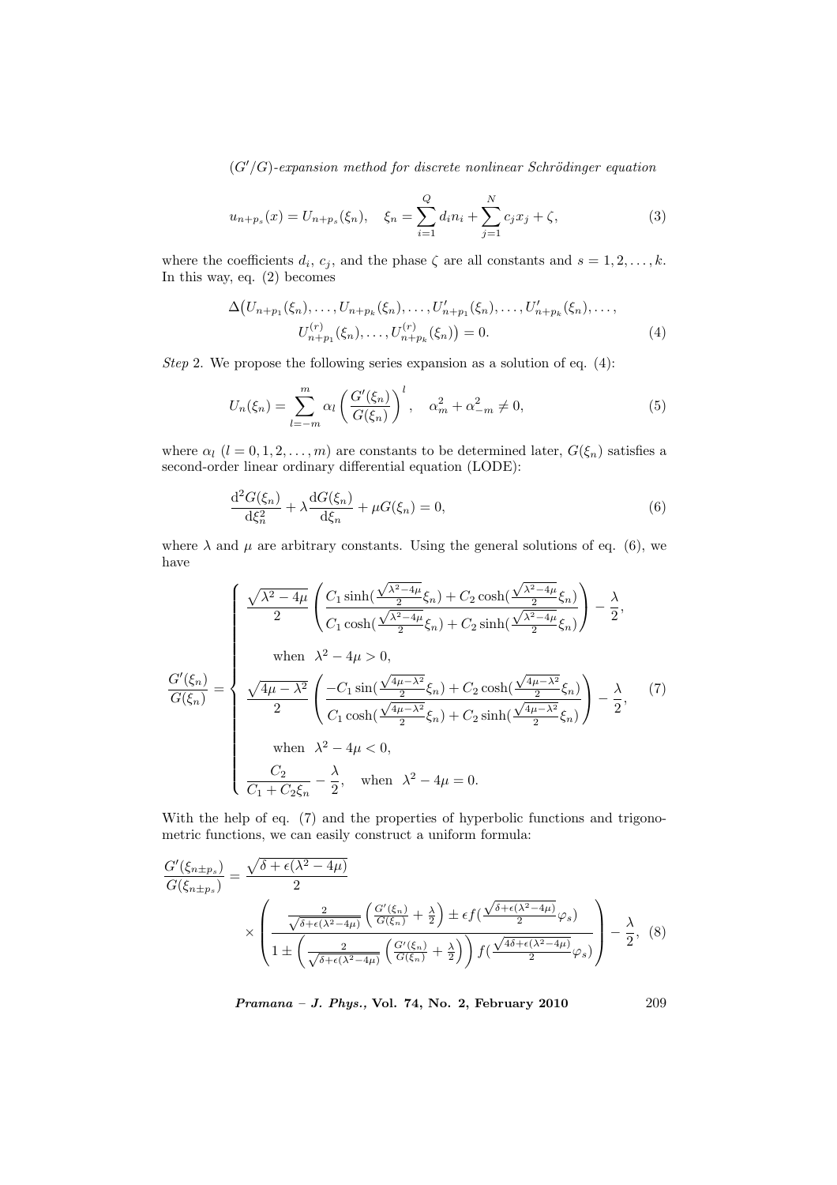$$u_{n+p_s}(x) = U_{n+p_s}(\xi_n), \quad \xi_n = \sum_{i=1}^{Q} d_i n_i + \sum_{j=1}^{N} c_j x_j + \zeta, \tag{3}$$

where the coefficients $d_i$, $c_j$, and the phase $\zeta$ are all constants and $s = 1, 2, \ldots, k$. In this way, eq. (2) becomes

$$\Delta\big(U_{n+p_1}(\xi_n), \ldots, U_{n+p_k}(\xi_n), \ldots, U'_{n+p_1}(\xi_n), \ldots, U'_{n+p_k}(\xi_n), \ldots, U^{(r)}_{n+p_1}(\xi_n), \ldots, U^{(r)}_{n+p_k}(\xi_n)\big) = 0. \tag{4}$$

*Step* 2. We propose the following series expansion as a solution of eq. (4):

$$U_n(\xi_n) = \sum_{l=-m}^{m} \alpha_l \left(\frac{G'(\xi_n)}{G(\xi_n)}\right)^l, \quad \alpha_m^2 + \alpha_{-m}^2 \neq 0, \tag{5}$$

where $\alpha_l$ $(l = 0, 1, 2, \ldots, m)$ are constants to be determined later, $G(\xi_n)$ satisfies a second-order linear ordinary differential equation (LODE):

$$\frac{\mathrm{d}^2 G(\xi_n)}{\mathrm{d}\xi_n^2} + \lambda \frac{\mathrm{d}G(\xi_n)}{\mathrm{d}\xi_n} + \mu G(\xi_n) = 0, \tag{6}$$

where $\lambda$ and $\mu$ are arbitrary constants. Using the general solutions of eq. (6), we have

$$\frac{G'(\xi_n)}{G(\xi_n)} = \begin{cases} \dfrac{\sqrt{\lambda^2 - 4\mu}}{2}\left(\dfrac{C_1 \sinh(\frac{\sqrt{\lambda^2-4\mu}}{2}\xi_n) + C_2 \cosh(\frac{\sqrt{\lambda^2-4\mu}}{2}\xi_n)}{C_1 \cosh(\frac{\sqrt{\lambda^2-4\mu}}{2}\xi_n) + C_2 \sinh(\frac{\sqrt{\lambda^2-4\mu}}{2}\xi_n)}\right) - \dfrac{\lambda}{2}, \\ \quad \text{when } \lambda^2 - 4\mu > 0, \\ \dfrac{\sqrt{4\mu - \lambda^2}}{2}\left(\dfrac{-C_1 \sin(\frac{\sqrt{4\mu-\lambda^2}}{2}\xi_n) + C_2 \cosh(\frac{\sqrt{4\mu-\lambda^2}}{2}\xi_n)}{C_1 \cosh(\frac{\sqrt{4\mu-\lambda^2}}{2}\xi_n) + C_2 \sinh(\frac{\sqrt{4\mu-\lambda^2}}{2}\xi_n)}\right) - \dfrac{\lambda}{2}, \\ \quad \text{when } \lambda^2 - 4\mu < 0, \\ \dfrac{C_2}{C_1 + C_2 \xi_n} - \dfrac{\lambda}{2}, \quad \text{when } \lambda^2 - 4\mu = 0. \end{cases} \tag{7}$$

With the help of eq. (7) and the properties of hyperbolic functions and trigonometric functions, we can easily construct a uniform formula:

$$\frac{G'(\xi_{n\pm p_s})}{G(\xi_{n\pm p_s})} = \frac{\sqrt{\delta + \epsilon(\lambda^2 - 4\mu)}}{2} \times \left(\frac{\frac{2}{\sqrt{\delta+\epsilon(\lambda^2-4\mu)}}\left(\frac{G'(\xi_n)}{G(\xi_n)} + \frac{\lambda}{2}\right) \pm \epsilon f(\frac{\sqrt{\delta+\epsilon(\lambda^2-4\mu)}}{2}\varphi_s)}{1 \pm \left(\frac{2}{\sqrt{\delta+\epsilon(\lambda^2-4\mu)}}\left(\frac{G'(\xi_n)}{G(\xi_n)} + \frac{\lambda}{2}\right)\right) f(\frac{\sqrt{4\delta+\epsilon(\lambda^2-4\mu)}}{2}\varphi_s)}\right) - \frac{\lambda}{2}, \tag{8}$$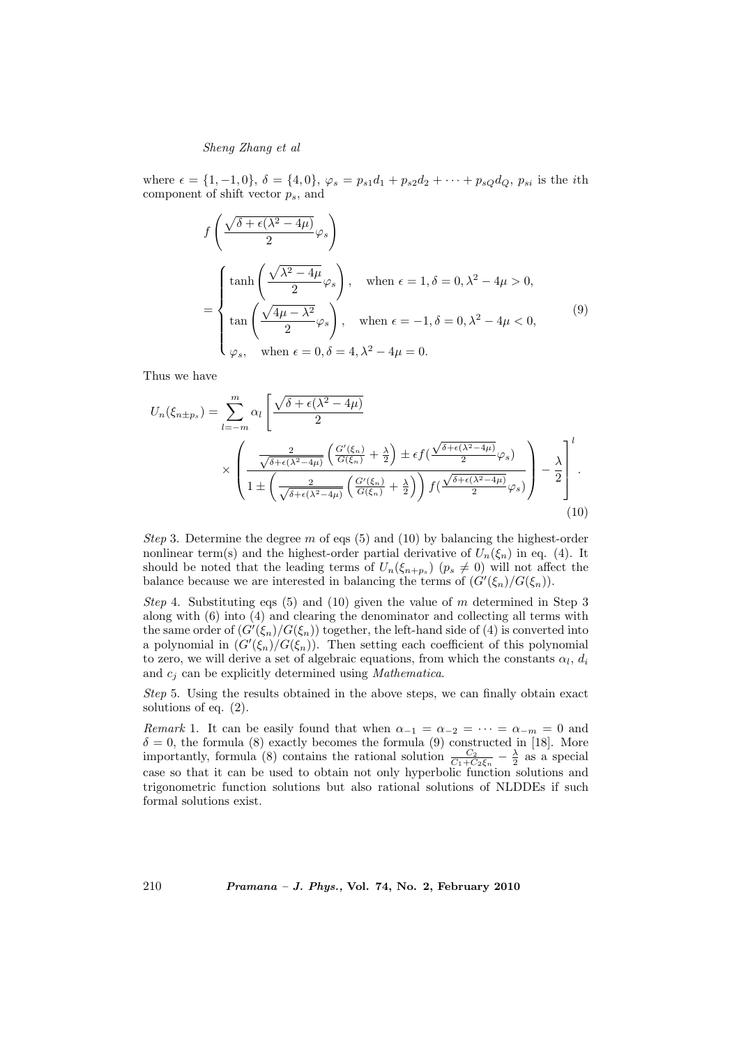where $\epsilon = \{1, -1, 0\}$, $\delta = \{4, 0\}$, $\varphi_s = p_{s1}d_1 + p_{s2}d_2 + \cdots + p_{sQ}d_Q$, $p_{si}$ is the $i$th component of shift vector $p_s$, and

$$
f\left(\frac{\sqrt{\delta+\epsilon(\lambda^2-4\mu)}}{2}\varphi_s\right)
= \begin{cases}
\tanh\left(\dfrac{\sqrt{\lambda^2-4\mu}}{2}\varphi_s\right), & \text{when } \epsilon=1, \delta=0, \lambda^2-4\mu>0, \\[2ex]
\tan\left(\dfrac{\sqrt{4\mu-\lambda^2}}{2}\varphi_s\right), & \text{when } \epsilon=-1, \delta=0, \lambda^2-4\mu<0, \\[2ex]
\varphi_s, & \text{when } \epsilon=0, \delta=4, \lambda^2-4\mu=0.
\end{cases} \tag{9}
$$

Thus we have

$$
U_n(\xi_{n\pm p_s}) = \sum_{l=-m}^{m} \alpha_l \left[ \frac{\sqrt{\delta+\epsilon(\lambda^2-4\mu)}}{2} \times \left( \frac{\frac{2}{\sqrt{\delta+\epsilon(\lambda^2-4\mu)}}\left(\frac{G'(\xi_n)}{G(\xi_n)}+\frac{\lambda}{2}\right) \pm \epsilon f\left(\frac{\sqrt{\delta+\epsilon(\lambda^2-4\mu)}}{2}\varphi_s\right)}{1 \pm \left(\frac{2}{\sqrt{\delta+\epsilon(\lambda^2-4\mu)}}\left(\frac{G'(\xi_n)}{G(\xi_n)}+\frac{\lambda}{2}\right)\right) f\left(\frac{\sqrt{\delta+\epsilon(\lambda^2-4\mu)}}{2}\varphi_s\right)} \right) - \frac{\lambda}{2} \right]^l . \tag{10}
$$

*Step* 3. Determine the degree $m$ of eqs (5) and (10) by balancing the highest-order nonlinear term(s) and the highest-order partial derivative of $U_n(\xi_n)$ in eq. (4). It should be noted that the leading terms of $U_n(\xi_{n+p_s})$ $(p_s \neq 0)$ will not affect the balance because we are interested in balancing the terms of $(G'(\xi_n)/G(\xi_n))$.

*Step* 4. Substituting eqs (5) and (10) given the value of $m$ determined in Step 3 along with (6) into (4) and clearing the denominator and collecting all terms with the same order of $(G'(\xi_n)/G(\xi_n))$ together, the left-hand side of (4) is converted into a polynomial in $(G'(\xi_n)/G(\xi_n))$. Then setting each coefficient of this polynomial to zero, we will derive a set of algebraic equations, from which the constants $\alpha_l$, $d_i$ and $c_j$ can be explicitly determined using *Mathematica*.

*Step* 5. Using the results obtained in the above steps, we can finally obtain exact solutions of eq. (2).

*Remark* 1. It can be easily found that when $\alpha_{-1} = \alpha_{-2} = \cdots = \alpha_{-m} = 0$ and $\delta = 0$, the formula (8) exactly becomes the formula (9) constructed in [18]. More importantly, formula (8) contains the rational solution $\frac{C_2}{C_1+C_2\xi_n} - \frac{\lambda}{2}$ as a special case so that it can be used to obtain not only hyperbolic function solutions and trigonometric function solutions but also rational solutions of NLDDEs if such formal solutions exist.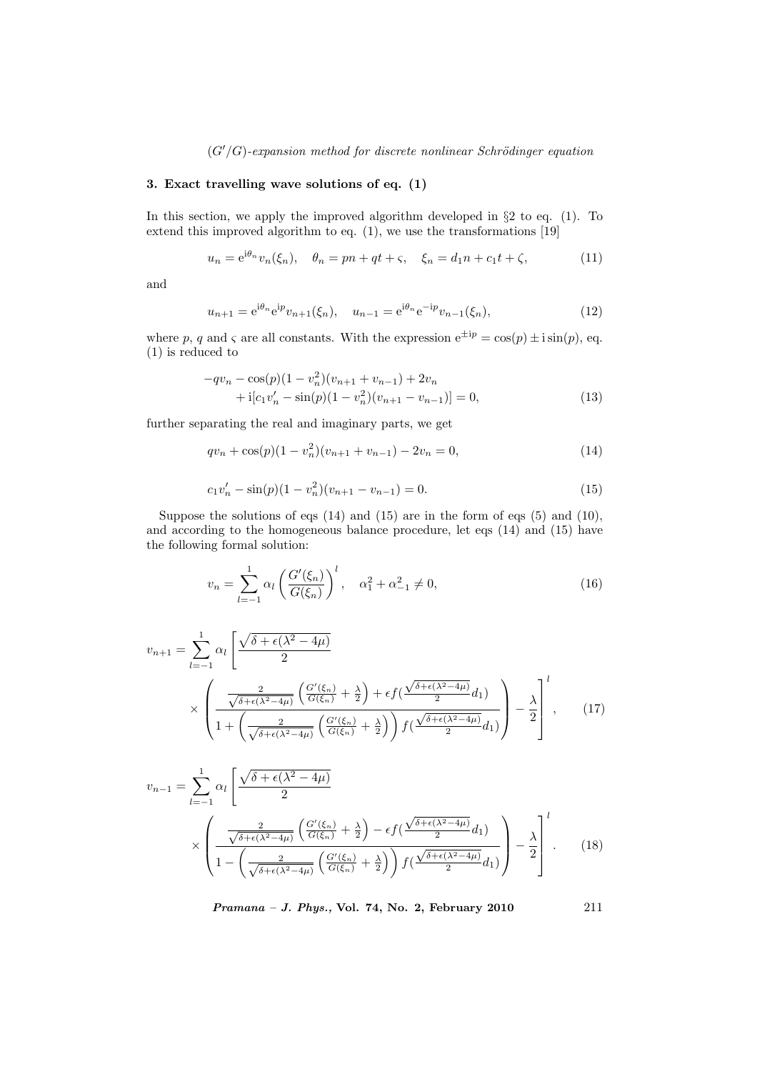## 3. Exact travelling wave solutions of eq. (1)

In this section, we apply the improved algorithm developed in §2 to eq. (1). To extend this improved algorithm to eq. (1), we use the transformations [19]

$$u_n = \mathrm{e}^{\mathrm{i}\theta_n} v_n(\xi_n), \quad \theta_n = pn + qt + \varsigma, \quad \xi_n = d_1 n + c_1 t + \zeta, \tag{11}$$

and

$$u_{n+1} = \mathrm{e}^{\mathrm{i}\theta_n}\mathrm{e}^{\mathrm{i}p} v_{n+1}(\xi_n), \quad u_{n-1} = \mathrm{e}^{\mathrm{i}\theta_n}\mathrm{e}^{-\mathrm{i}p} v_{n-1}(\xi_n), \tag{12}$$

where $p$, $q$ and $\varsigma$ are all constants. With the expression $\mathrm{e}^{\pm \mathrm{i}p} = \cos(p) \pm \mathrm{i}\sin(p)$, eq. (1) is reduced to

$$\begin{aligned} &-qv_n - \cos(p)(1 - v_n^2)(v_{n+1} + v_{n-1}) + 2v_n \\ &\quad + \mathrm{i}[c_1 v_n' - \sin(p)(1 - v_n^2)(v_{n+1} - v_{n-1})] = 0, \end{aligned} \tag{13}$$

further separating the real and imaginary parts, we get

$$qv_n + \cos(p)(1 - v_n^2)(v_{n+1} + v_{n-1}) - 2v_n = 0, \tag{14}$$

$$c_1 v_n' - \sin(p)(1 - v_n^2)(v_{n+1} - v_{n-1}) = 0. \tag{15}$$

Suppose the solutions of eqs (14) and (15) are in the form of eqs (5) and (10), and according to the homogeneous balance procedure, let eqs (14) and (15) have the following formal solution:

$$v_n = \sum_{l=-1}^{1} \alpha_l \left( \frac{G'(\xi_n)}{G(\xi_n)} \right)^l, \quad \alpha_1^2 + \alpha_{-1}^2 \neq 0, \tag{16}$$

$$\begin{aligned} v_{n+1} = \sum_{l=-1}^{1} \alpha_l \Bigg[ &\frac{\sqrt{\delta + \epsilon(\lambda^2 - 4\mu)}}{2} \\ &\times \left( \frac{\frac{2}{\sqrt{\delta + \epsilon(\lambda^2 - 4\mu)}} \left( \frac{G'(\xi_n)}{G(\xi_n)} + \frac{\lambda}{2} \right) + \epsilon f(\frac{\sqrt{\delta + \epsilon(\lambda^2 - 4\mu)}}{2} d_1)}{1 + \left( \frac{2}{\sqrt{\delta + \epsilon(\lambda^2 - 4\mu)}} \left( \frac{G'(\xi_n)}{G(\xi_n)} + \frac{\lambda}{2} \right) \right) f(\frac{\sqrt{\delta + \epsilon(\lambda^2 - 4\mu)}}{2} d_1)} \right) - \frac{\lambda}{2} \Bigg]^l, \end{aligned} \tag{17}$$

$$\begin{aligned} v_{n-1} = \sum_{l=-1}^{1} \alpha_l \Bigg[ &\frac{\sqrt{\delta + \epsilon(\lambda^2 - 4\mu)}}{2} \\ &\times \left( \frac{\frac{2}{\sqrt{\delta + \epsilon(\lambda^2 - 4\mu)}} \left( \frac{G'(\xi_n)}{G(\xi_n)} + \frac{\lambda}{2} \right) - \epsilon f(\frac{\sqrt{\delta + \epsilon(\lambda^2 - 4\mu)}}{2} d_1)}{1 - \left( \frac{2}{\sqrt{\delta + \epsilon(\lambda^2 - 4\mu)}} \left( \frac{G'(\xi_n)}{G(\xi_n)} + \frac{\lambda}{2} \right) \right) f(\frac{\sqrt{\delta + \epsilon(\lambda^2 - 4\mu)}}{2} d_1)} \right) - \frac{\lambda}{2} \Bigg]^l. \end{aligned} \tag{18}$$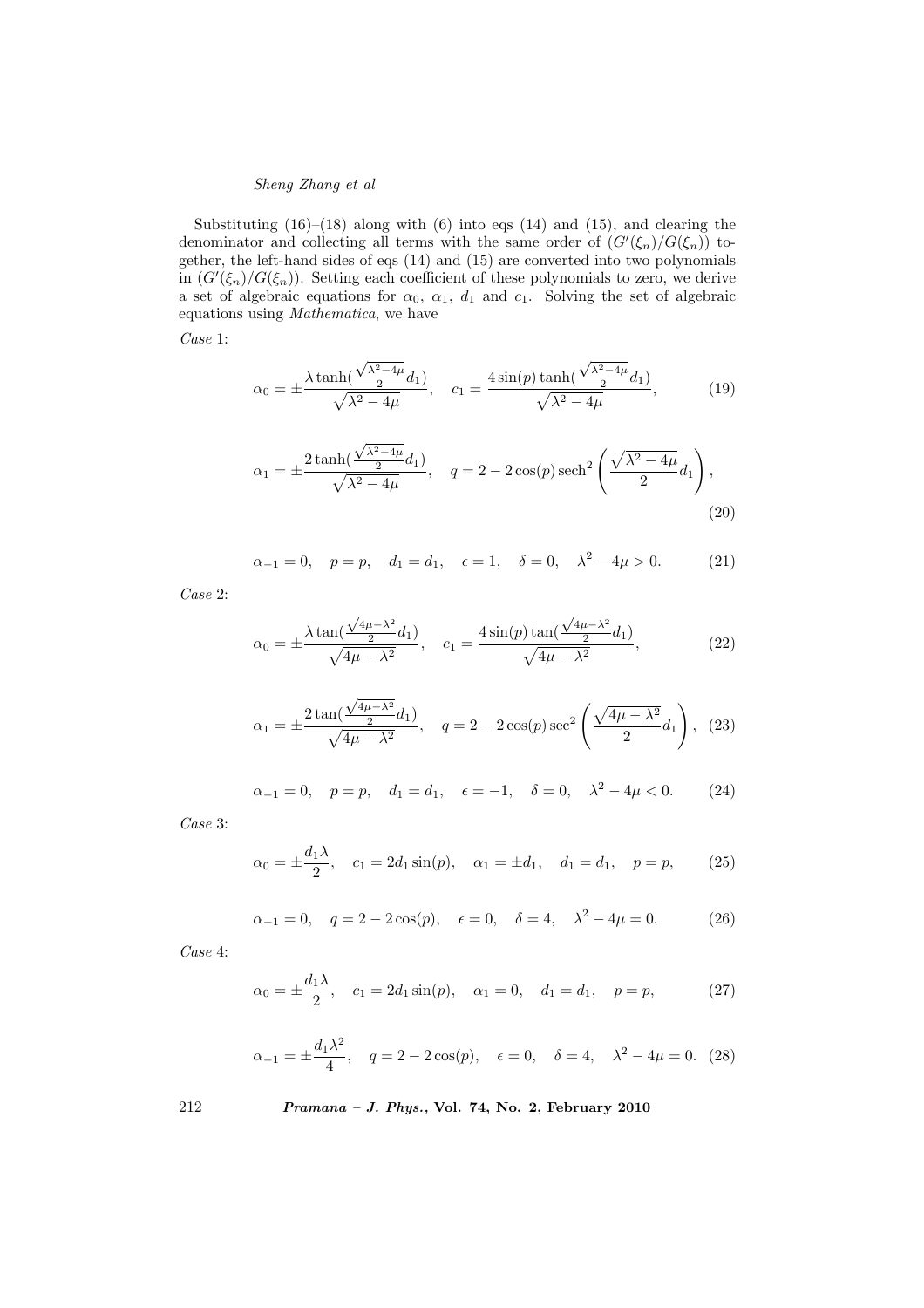Substituting (16)–(18) along with (6) into eqs (14) and (15), and clearing the denominator and collecting all terms with the same order of $(G'(\xi_n)/G(\xi_n))$ together, the left-hand sides of eqs (14) and (15) are converted into two polynomials in $(G'(\xi_n)/G(\xi_n))$. Setting each coefficient of these polynomials to zero, we derive a set of algebraic equations for $\alpha_0$, $\alpha_1$, $d_1$ and $c_1$. Solving the set of algebraic equations using *Mathematica*, we have

*Case* 1:

$$\alpha_0 = \pm\frac{\lambda\tanh(\frac{\sqrt{\lambda^2-4\mu}}{2}d_1)}{\sqrt{\lambda^2-4\mu}}, \quad c_1 = \frac{4\sin(p)\tanh(\frac{\sqrt{\lambda^2-4\mu}}{2}d_1)}{\sqrt{\lambda^2-4\mu}}, \tag{19}$$

$$\alpha_1 = \pm\frac{2\tanh(\frac{\sqrt{\lambda^2-4\mu}}{2}d_1)}{\sqrt{\lambda^2-4\mu}}, \quad q = 2 - 2\cos(p)\,\mathrm{sech}^2\left(\frac{\sqrt{\lambda^2-4\mu}}{2}d_1\right), \tag{20}$$

$$\alpha_{-1} = 0, \quad p = p, \quad d_1 = d_1, \quad \epsilon = 1, \quad \delta = 0, \quad \lambda^2 - 4\mu > 0. \tag{21}$$

*Case* 2:

$$\alpha_0 = \pm\frac{\lambda\tan(\frac{\sqrt{4\mu-\lambda^2}}{2}d_1)}{\sqrt{4\mu-\lambda^2}}, \quad c_1 = \frac{4\sin(p)\tan(\frac{\sqrt{4\mu-\lambda^2}}{2}d_1)}{\sqrt{4\mu-\lambda^2}}, \tag{22}$$

$$\alpha_1 = \pm\frac{2\tan(\frac{\sqrt{4\mu-\lambda^2}}{2}d_1)}{\sqrt{4\mu-\lambda^2}}, \quad q = 2 - 2\cos(p)\sec^2\left(\frac{\sqrt{4\mu-\lambda^2}}{2}d_1\right), \tag{23}$$

$$\alpha_{-1} = 0, \quad p = p, \quad d_1 = d_1, \quad \epsilon = -1, \quad \delta = 0, \quad \lambda^2 - 4\mu < 0. \tag{24}$$

*Case* 3:

$$\alpha_0 = \pm\frac{d_1\lambda}{2}, \quad c_1 = 2d_1\sin(p), \quad \alpha_1 = \pm d_1, \quad d_1 = d_1, \quad p = p, \tag{25}$$

$$\alpha_{-1} = 0, \quad q = 2 - 2\cos(p), \quad \epsilon = 0, \quad \delta = 4, \quad \lambda^2 - 4\mu = 0. \tag{26}$$

*Case* 4:

$$\alpha_0 = \pm\frac{d_1\lambda}{2}, \quad c_1 = 2d_1\sin(p), \quad \alpha_1 = 0, \quad d_1 = d_1, \quad p = p, \tag{27}$$

$$\alpha_{-1} = \pm\frac{d_1\lambda^2}{4}, \quad q = 2 - 2\cos(p), \quad \epsilon = 0, \quad \delta = 4, \quad \lambda^2 - 4\mu = 0. \tag{28}$$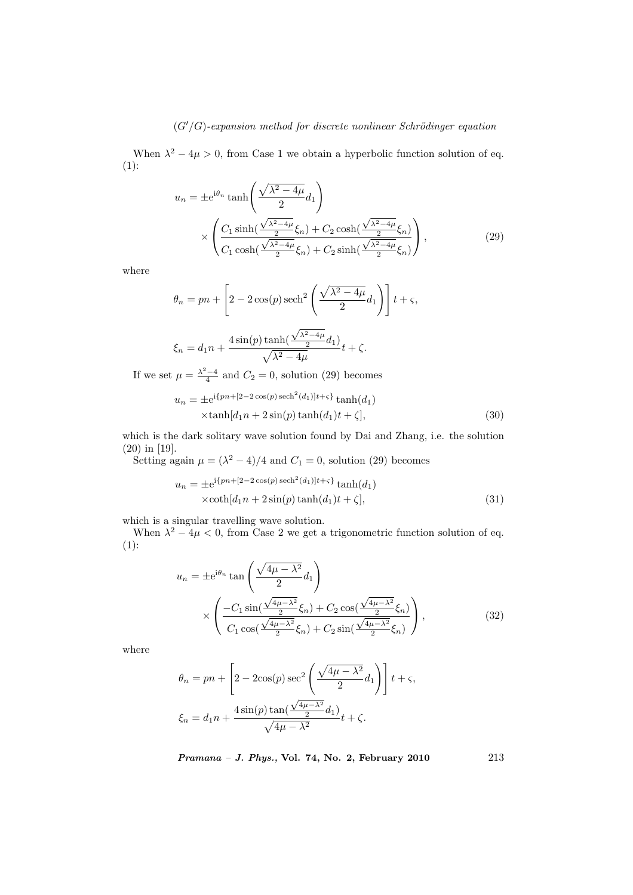When $\lambda^2 - 4\mu > 0$, from Case 1 we obtain a hyperbolic function solution of eq. (1):

$$
\begin{aligned}
u_n = &\pm e^{i\theta_n} \tanh\left(\frac{\sqrt{\lambda^2-4\mu}}{2} d_1\right) \\
&\times \left(\frac{C_1 \sinh(\frac{\sqrt{\lambda^2-4\mu}}{2}\xi_n) + C_2 \cosh(\frac{\sqrt{\lambda^2-4\mu}}{2}\xi_n)}{C_1 \cosh(\frac{\sqrt{\lambda^2-4\mu}}{2}\xi_n) + C_2 \sinh(\frac{\sqrt{\lambda^2-4\mu}}{2}\xi_n)}\right),
\end{aligned}
\tag{29}
$$

where

$$
\theta_n = pn + \left[2 - 2\cos(p)\,\mathrm{sech}^2\left(\frac{\sqrt{\lambda^2-4\mu}}{2} d_1\right)\right] t + \varsigma,
$$

$$
\xi_n = d_1 n + \frac{4\sin(p)\tanh(\frac{\sqrt{\lambda^2-4\mu}}{2} d_1)}{\sqrt{\lambda^2-4\mu}} t + \zeta.
$$

If we set $\mu = \frac{\lambda^2-4}{4}$ and $C_2 = 0$, solution (29) becomes

$$
\begin{aligned}
u_n = &\pm e^{i\{pn + [2-2\cos(p)\,\mathrm{sech}^2(d_1)]t + \varsigma\}} \tanh(d_1) \\
&\times \tanh[d_1 n + 2\sin(p)\tanh(d_1)t + \zeta],
\end{aligned}
\tag{30}
$$

which is the dark solitary wave solution found by Dai and Zhang, i.e. the solution (20) in [19].

Setting again $\mu = (\lambda^2-4)/4$ and $C_1 = 0$, solution (29) becomes

$$
\begin{aligned}
u_n = &\pm e^{i\{pn + [2-2\cos(p)\,\mathrm{sech}^2(d_1)]t + \varsigma\}} \tanh(d_1) \\
&\times \coth[d_1 n + 2\sin(p)\tanh(d_1)t + \zeta],
\end{aligned}
\tag{31}
$$

which is a singular travelling wave solution.

When $\lambda^2 - 4\mu < 0$, from Case 2 we get a trigonometric function solution of eq. (1):

$$
\begin{aligned}
u_n = &\pm e^{i\theta_n} \tan\left(\frac{\sqrt{4\mu-\lambda^2}}{2} d_1\right) \\
&\times \left(\frac{-C_1 \sin(\frac{\sqrt{4\mu-\lambda^2}}{2}\xi_n) + C_2 \cos(\frac{\sqrt{4\mu-\lambda^2}}{2}\xi_n)}{C_1 \cos(\frac{\sqrt{4\mu-\lambda^2}}{2}\xi_n) + C_2 \sin(\frac{\sqrt{4\mu-\lambda^2}}{2}\xi_n)}\right),
\end{aligned}
\tag{32}
$$

where

$$
\theta_n = pn + \left[2 - 2\cos(p)\sec^2\left(\frac{\sqrt{4\mu-\lambda^2}}{2} d_1\right)\right] t + \varsigma,
$$

$$
\xi_n = d_1 n + \frac{4\sin(p)\tan(\frac{\sqrt{4\mu-\lambda^2}}{2} d_1)}{\sqrt{4\mu-\lambda^2}} t + \zeta.
$$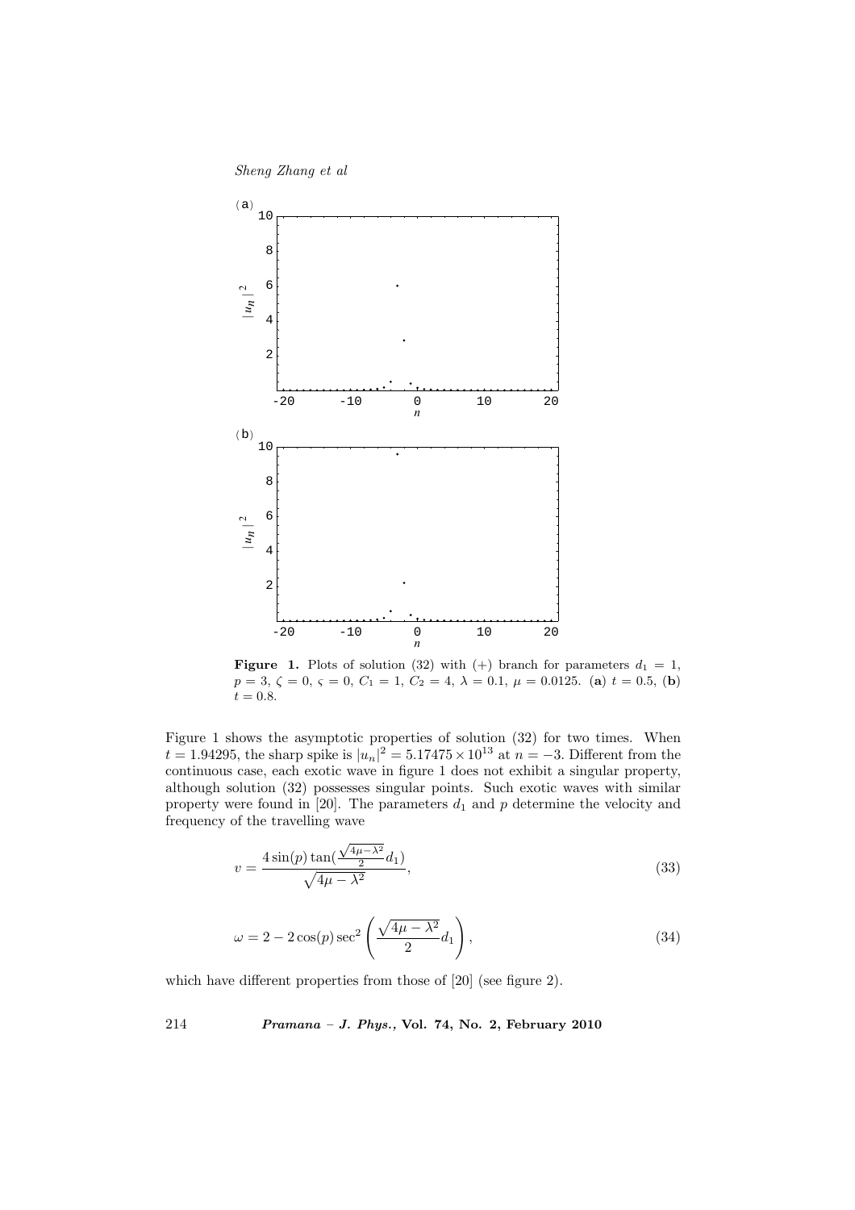**Figure 1.** Plots of solution (32) with (+) branch for parameters $d_1 = 1$, $p = 3$, $\zeta = 0$, $\varsigma = 0$, $C_1 = 1$, $C_2 = 4$, $\lambda = 0.1$, $\mu = 0.0125$. (**a**) $t = 0.5$, (**b**) $t = 0.8$.

Figure 1 shows the asymptotic properties of solution (32) for two times. When $t = 1.94295$, the sharp spike is $|u_n|^2 = 5.17475 \times 10^{13}$ at $n = -3$. Different from the continuous case, each exotic wave in figure 1 does not exhibit a singular property, although solution (32) possesses singular points. Such exotic waves with similar property were found in [20]. The parameters $d_1$ and $p$ determine the velocity and frequency of the travelling wave

$$v = \frac{4\sin(p)\tan(\frac{\sqrt{4\mu-\lambda^2}}{2}d_1)}{\sqrt{4\mu-\lambda^2}}, \tag{33}$$

$$\omega = 2 - 2\cos(p)\sec^2\left(\frac{\sqrt{4\mu-\lambda^2}}{2}d_1\right), \tag{34}$$

which have different properties from those of [20] (see figure 2).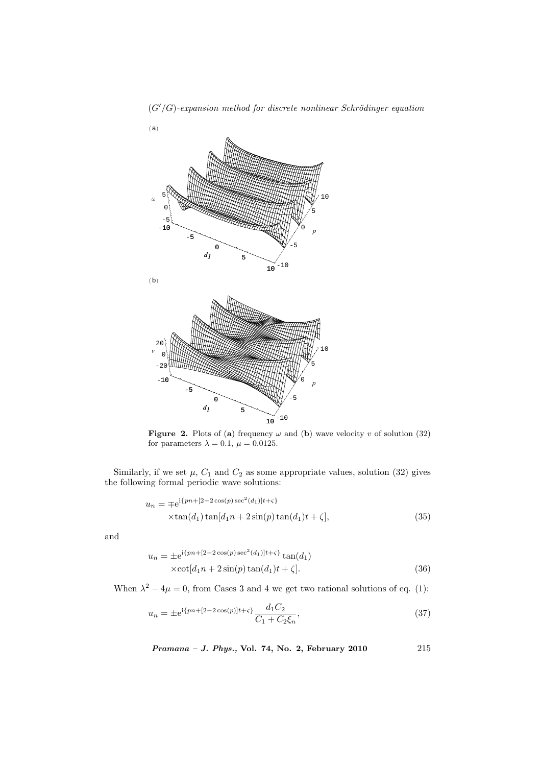**Figure 2.** Plots of (**a**) frequency $\omega$ and (**b**) wave velocity $v$ of solution (32) for parameters $\lambda = 0.1$, $\mu = 0.0125$.

Similarly, if we set $\mu$, $C_1$ and $C_2$ as some appropriate values, solution (32) gives the following formal periodic wave solutions:

$$u_n = \mp \mathrm{e}^{\mathrm{i}\{pn+[2-2\cos(p)\sec^2(d_1)]t+\varsigma\}} \times \tan(d_1)\tan[d_1 n + 2\sin(p)\tan(d_1)t + \zeta], \tag{35}$$

and

$$u_n = \pm \mathrm{e}^{\mathrm{i}\{pn+[2-2\cos(p)\sec^2(d_1)]t+\varsigma\}}\tan(d_1) \times \cot[d_1 n + 2\sin(p)\tan(d_1)t + \zeta]. \tag{36}$$

When $\lambda^2 - 4\mu = 0$, from Cases 3 and 4 we get two rational solutions of eq. (1):

$$u_n = \pm \mathrm{e}^{\mathrm{i}\{pn+[2-2\cos(p)]t+\varsigma\}} \frac{d_1 C_2}{C_1 + C_2 \xi_n}, \tag{37}$$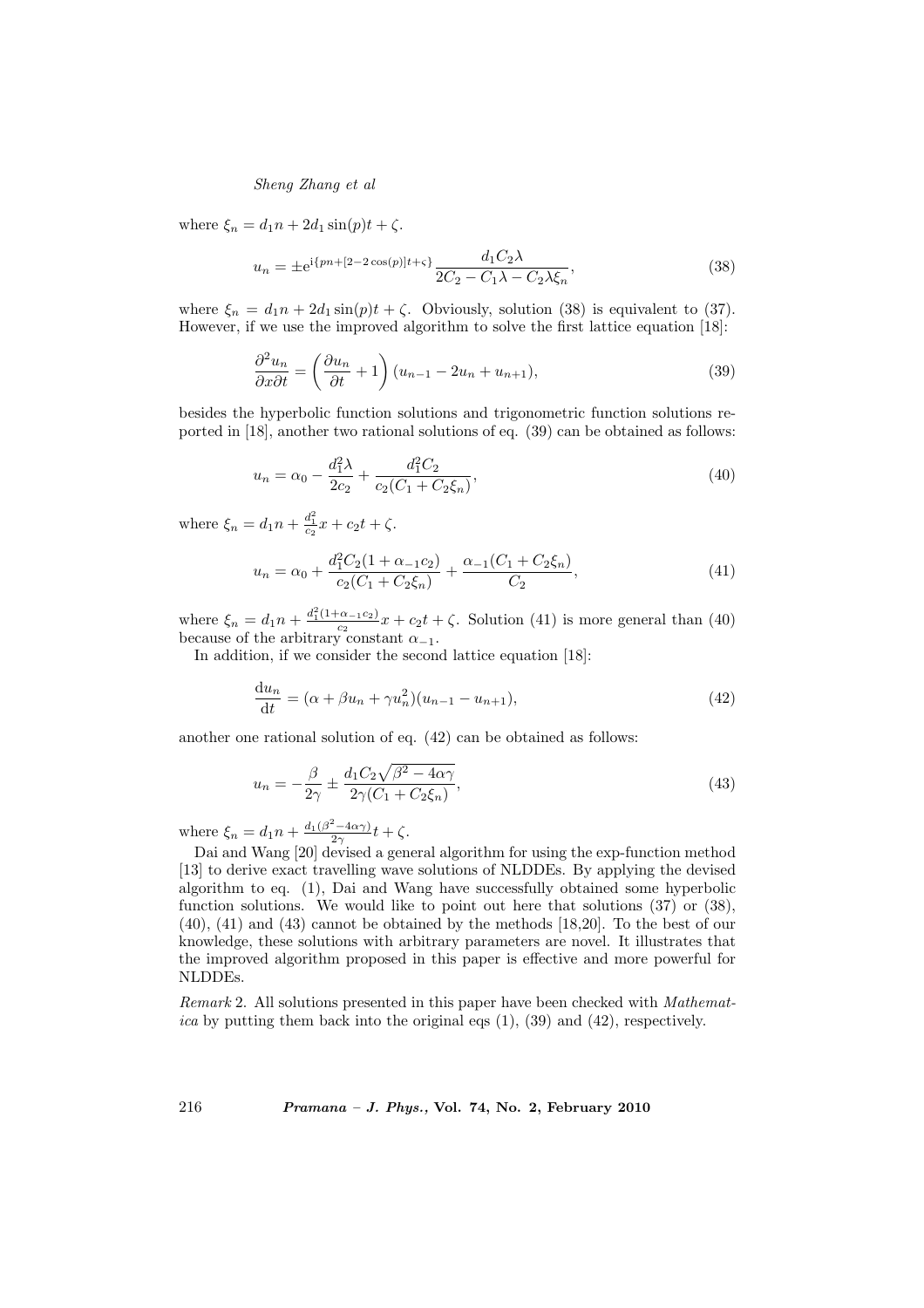where $\xi_n = d_1 n + 2d_1 \sin(p)t + \zeta$.

$$u_n = \pm e^{i\{pn+[2-2\cos(p)]t+\varsigma\}} \frac{d_1 C_2 \lambda}{2C_2 - C_1\lambda - C_2\lambda\xi_n}, \tag{38}$$

where $\xi_n = d_1 n + 2d_1 \sin(p)t + \zeta$. Obviously, solution (38) is equivalent to (37). However, if we use the improved algorithm to solve the first lattice equation [18]:

$$\frac{\partial^2 u_n}{\partial x \partial t} = \left(\frac{\partial u_n}{\partial t} + 1\right)(u_{n-1} - 2u_n + u_{n+1}), \tag{39}$$

besides the hyperbolic function solutions and trigonometric function solutions reported in [18], another two rational solutions of eq. (39) can be obtained as follows:

$$u_n = \alpha_0 - \frac{d_1^2 \lambda}{2c_2} + \frac{d_1^2 C_2}{c_2(C_1 + C_2\xi_n)}, \tag{40}$$

where $\xi_n = d_1 n + \frac{d_1^2}{c_2}x + c_2 t + \zeta$.

$$u_n = \alpha_0 + \frac{d_1^2 C_2(1 + \alpha_{-1}c_2)}{c_2(C_1 + C_2\xi_n)} + \frac{\alpha_{-1}(C_1 + C_2\xi_n)}{C_2}, \tag{41}$$

where $\xi_n = d_1 n + \frac{d_1^2(1+\alpha_{-1}c_2)}{c_2}x + c_2 t + \zeta$. Solution (41) is more general than (40) because of the arbitrary constant $\alpha_{-1}$.

In addition, if we consider the second lattice equation [18]:

$$\frac{du_n}{dt} = (\alpha + \beta u_n + \gamma u_n^2)(u_{n-1} - u_{n+1}), \tag{42}$$

another one rational solution of eq. (42) can be obtained as follows:

$$u_n = -\frac{\beta}{2\gamma} \pm \frac{d_1 C_2 \sqrt{\beta^2 - 4\alpha\gamma}}{2\gamma(C_1 + C_2\xi_n)}, \tag{43}$$

where $\xi_n = d_1 n + \frac{d_1(\beta^2 - 4\alpha\gamma)}{2\gamma}t + \zeta$.

Dai and Wang [20] devised a general algorithm for using the exp-function method [13] to derive exact travelling wave solutions of NLDDEs. By applying the devised algorithm to eq. (1), Dai and Wang have successfully obtained some hyperbolic function solutions. We would like to point out here that solutions (37) or (38), (40), (41) and (43) cannot be obtained by the methods [18,20]. To the best of our knowledge, these solutions with arbitrary parameters are novel. It illustrates that the improved algorithm proposed in this paper is effective and more powerful for NLDDEs.

*Remark* 2. All solutions presented in this paper have been checked with *Mathematica* by putting them back into the original eqs (1), (39) and (42), respectively.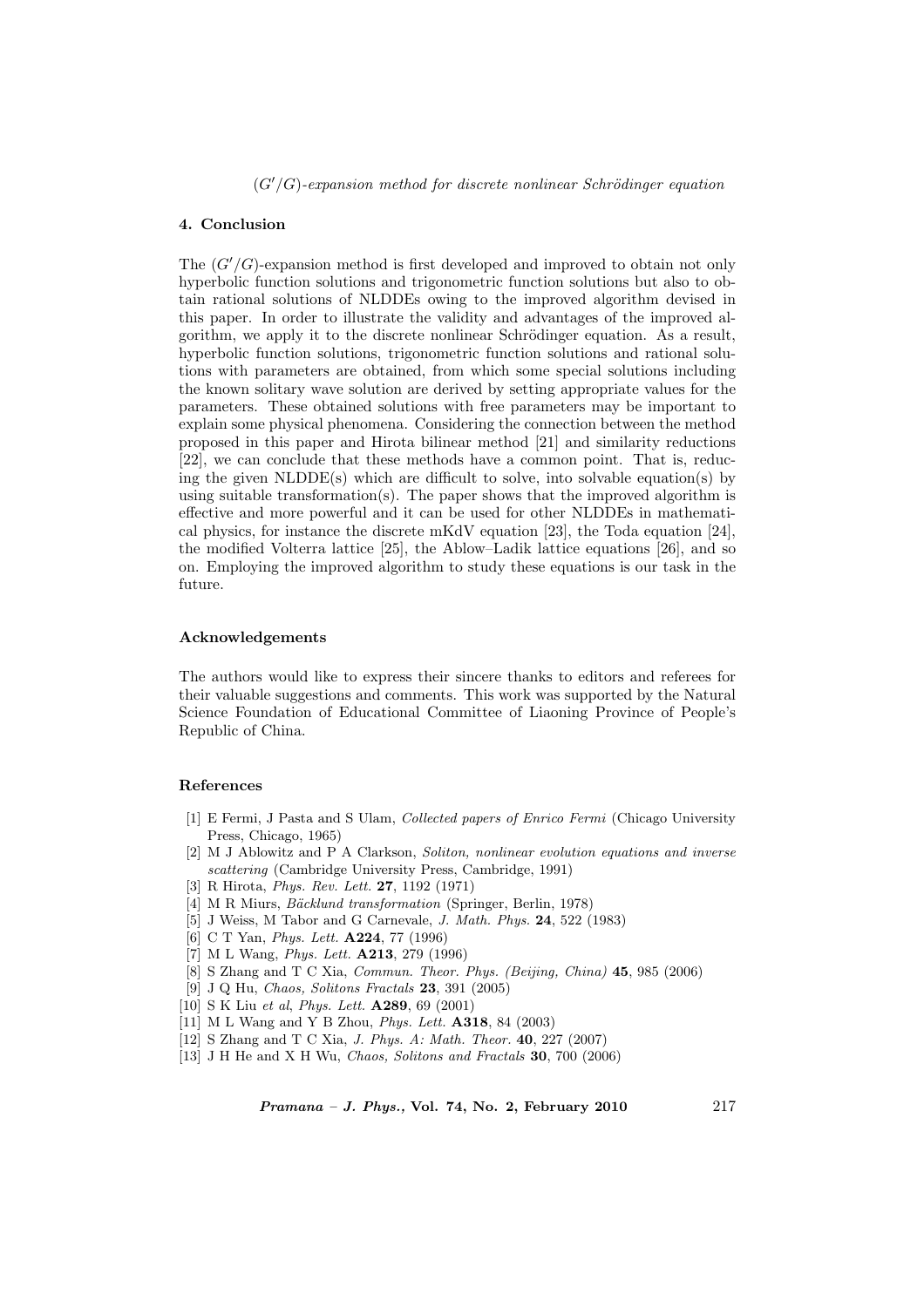## 4. Conclusion

The $(G'/G)$-expansion method is first developed and improved to obtain not only hyperbolic function solutions and trigonometric function solutions but also to obtain rational solutions of NLDDEs owing to the improved algorithm devised in this paper. In order to illustrate the validity and advantages of the improved algorithm, we apply it to the discrete nonlinear Schrödinger equation. As a result, hyperbolic function solutions, trigonometric function solutions and rational solutions with parameters are obtained, from which some special solutions including the known solitary wave solution are derived by setting appropriate values for the parameters. These obtained solutions with free parameters may be important to explain some physical phenomena. Considering the connection between the method proposed in this paper and Hirota bilinear method [21] and similarity reductions [22], we can conclude that these methods have a common point. That is, reducing the given NLDDE(s) which are difficult to solve, into solvable equation(s) by using suitable transformation(s). The paper shows that the improved algorithm is effective and more powerful and it can be used for other NLDDEs in mathematical physics, for instance the discrete mKdV equation [23], the Toda equation [24], the modified Volterra lattice [25], the Ablow–Ladik lattice equations [26], and so on. Employing the improved algorithm to study these equations is our task in the future.

### Acknowledgements

The authors would like to express their sincere thanks to editors and referees for their valuable suggestions and comments. This work was supported by the Natural Science Foundation of Educational Committee of Liaoning Province of People's Republic of China.

### References

- [1] E Fermi, J Pasta and S Ulam, *Collected papers of Enrico Fermi* (Chicago University Press, Chicago, 1965)
- [2] M J Ablowitz and P A Clarkson, *Soliton, nonlinear evolution equations and inverse scattering* (Cambridge University Press, Cambridge, 1991)
- [3] R Hirota, *Phys. Rev. Lett.* **27**, 1192 (1971)
- [4] M R Miurs, *Bäcklund transformation* (Springer, Berlin, 1978)
- [5] J Weiss, M Tabor and G Carnevale, *J. Math. Phys.* **24**, 522 (1983)
- [6] C T Yan, *Phys. Lett.* **A224**, 77 (1996)
- [7] M L Wang, *Phys. Lett.* **A213**, 279 (1996)
- [8] S Zhang and T C Xia, *Commun. Theor. Phys. (Beijing, China)* **45**, 985 (2006)
- [9] J Q Hu, *Chaos, Solitons Fractals* **23**, 391 (2005)
- [10] S K Liu *et al*, *Phys. Lett.* **A289**, 69 (2001)
- [11] M L Wang and Y B Zhou, *Phys. Lett.* **A318**, 84 (2003)
- [12] S Zhang and T C Xia, *J. Phys. A: Math. Theor.* **40**, 227 (2007)
- [13] J H He and X H Wu, *Chaos, Solitons and Fractals* **30**, 700 (2006)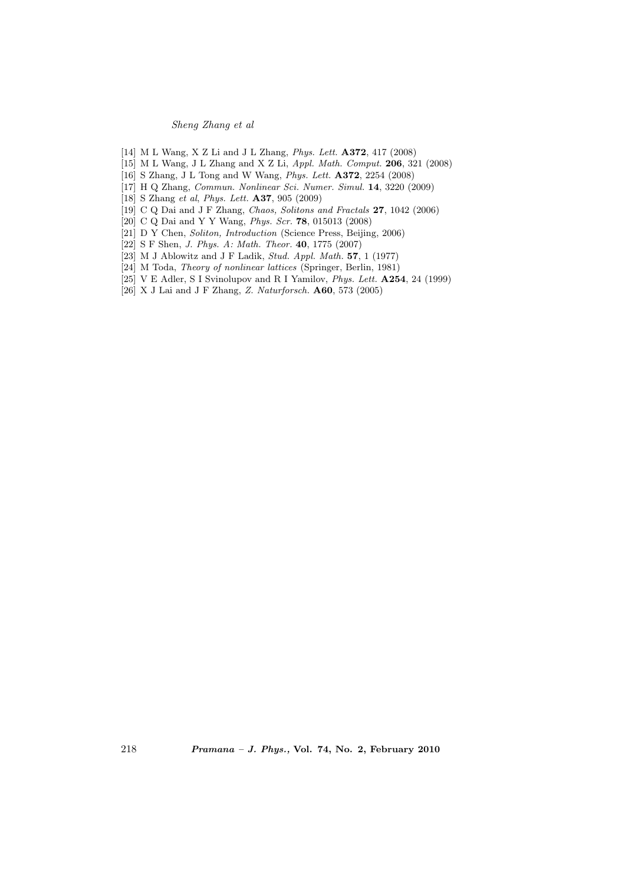[14] M L Wang, X Z Li and J L Zhang, *Phys. Lett.* **A372**, 417 (2008)
[15] M L Wang, J L Zhang and X Z Li, *Appl. Math. Comput.* **206**, 321 (2008)
[16] S Zhang, J L Tong and W Wang, *Phys. Lett.* **A372**, 2254 (2008)
[17] H Q Zhang, *Commun. Nonlinear Sci. Numer. Simul.* **14**, 3220 (2009)
[18] S Zhang *et al*, *Phys. Lett.* **A37**, 905 (2009)
[19] C Q Dai and J F Zhang, *Chaos, Solitons and Fractals* **27**, 1042 (2006)
[20] C Q Dai and Y Y Wang, *Phys. Scr.* **78**, 015013 (2008)
[21] D Y Chen, *Soliton, Introduction* (Science Press, Beijing, 2006)
[22] S F Shen, *J. Phys. A: Math. Theor.* **40**, 1775 (2007)
[23] M J Ablowitz and J F Ladik, *Stud. Appl. Math.* **57**, 1 (1977)
[24] M Toda, *Theory of nonlinear lattices* (Springer, Berlin, 1981)
[25] V E Adler, S I Svinolupov and R I Yamilov, *Phys. Lett.* **A254**, 24 (1999)
[26] X J Lai and J F Zhang, *Z. Naturforsch.* **A60**, 573 (2005)